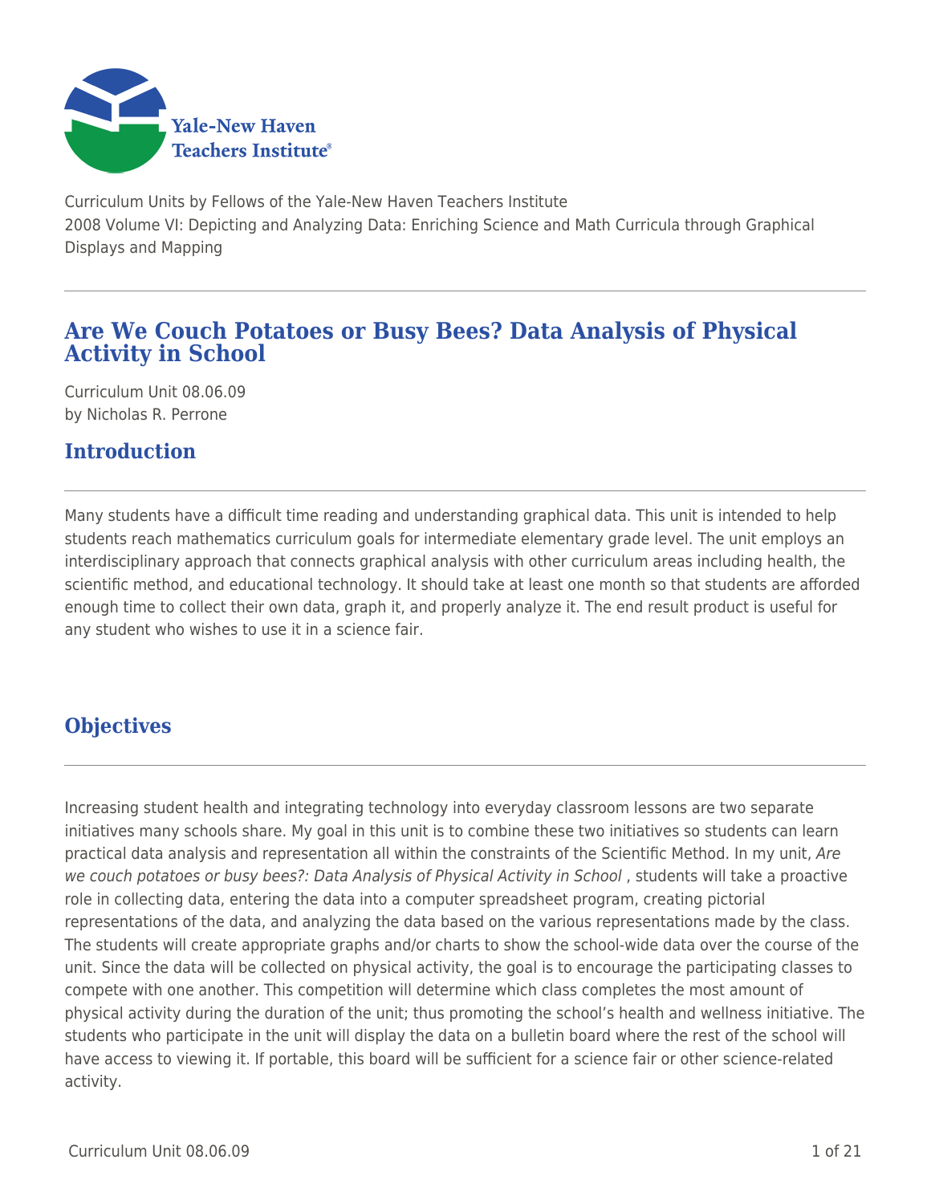Curriculum Units by Fellows of the Yale-New Haven Teachers Institute
2008 Volume VI: Depicting and Analyzing Data: Enriching Science and Math Curricula through Graphical Displays and Mapping

# Are We Couch Potatoes or Busy Bees? Data Analysis of Physical Activity in School

Curriculum Unit 08.06.09
by Nicholas R. Perrone

## Introduction

Many students have a difficult time reading and understanding graphical data. This unit is intended to help students reach mathematics curriculum goals for intermediate elementary grade level. The unit employs an interdisciplinary approach that connects graphical analysis with other curriculum areas including health, the scientific method, and educational technology. It should take at least one month so that students are afforded enough time to collect their own data, graph it, and properly analyze it. The end result product is useful for any student who wishes to use it in a science fair.

## Objectives

Increasing student health and integrating technology into everyday classroom lessons are two separate initiatives many schools share. My goal in this unit is to combine these two initiatives so students can learn practical data analysis and representation all within the constraints of the Scientific Method. In my unit, *Are we couch potatoes or busy bees?: Data Analysis of Physical Activity in School* , students will take a proactive role in collecting data, entering the data into a computer spreadsheet program, creating pictorial representations of the data, and analyzing the data based on the various representations made by the class. The students will create appropriate graphs and/or charts to show the school-wide data over the course of the unit. Since the data will be collected on physical activity, the goal is to encourage the participating classes to compete with one another. This competition will determine which class completes the most amount of physical activity during the duration of the unit; thus promoting the school's health and wellness initiative. The students who participate in the unit will display the data on a bulletin board where the rest of the school will have access to viewing it. If portable, this board will be sufficient for a science fair or other science-related activity.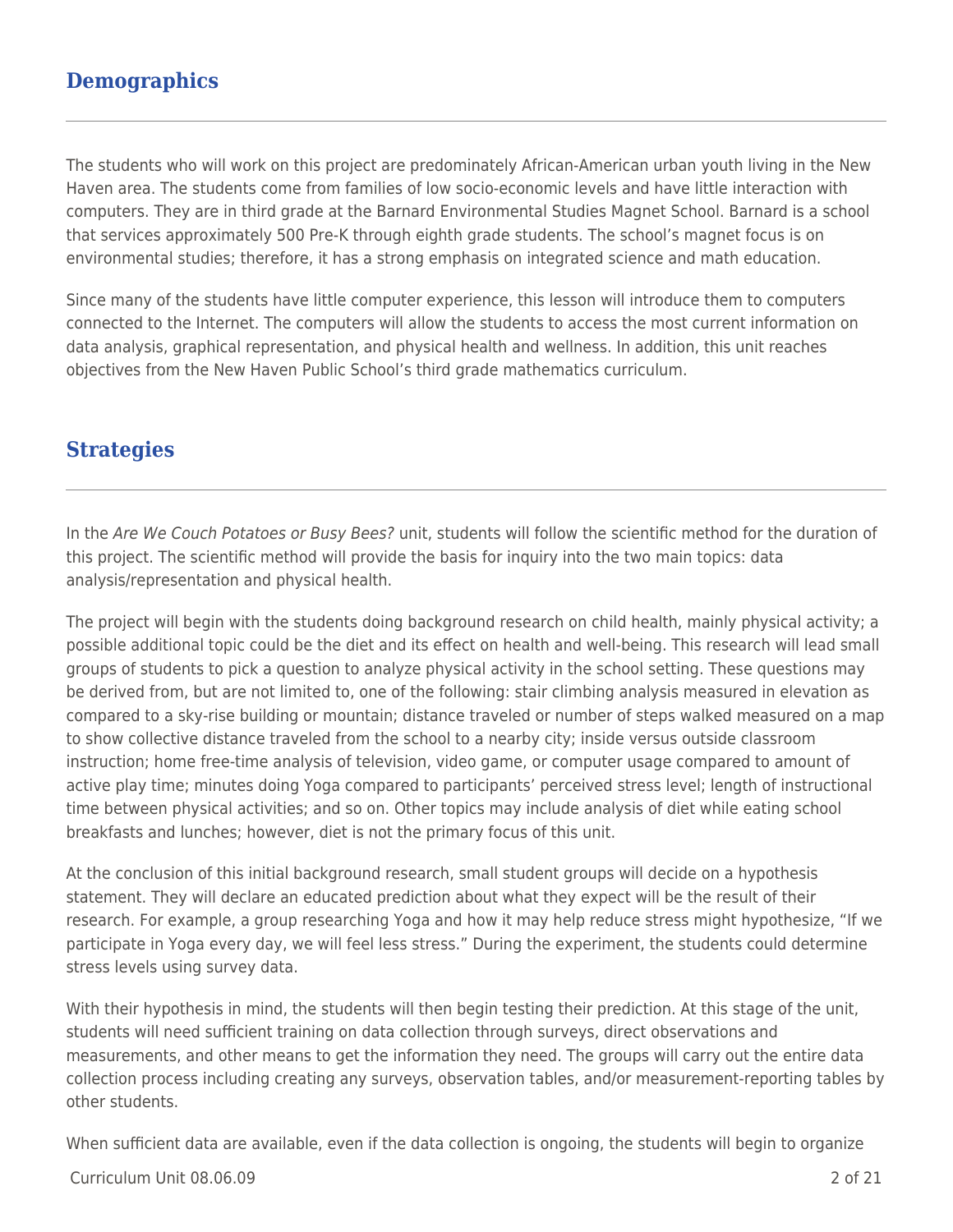## Demographics

The students who will work on this project are predominately African-American urban youth living in the New Haven area. The students come from families of low socio-economic levels and have little interaction with computers. They are in third grade at the Barnard Environmental Studies Magnet School. Barnard is a school that services approximately 500 Pre-K through eighth grade students. The school's magnet focus is on environmental studies; therefore, it has a strong emphasis on integrated science and math education.

Since many of the students have little computer experience, this lesson will introduce them to computers connected to the Internet. The computers will allow the students to access the most current information on data analysis, graphical representation, and physical health and wellness. In addition, this unit reaches objectives from the New Haven Public School's third grade mathematics curriculum.

## Strategies

In the *Are We Couch Potatoes or Busy Bees?* unit, students will follow the scientific method for the duration of this project. The scientific method will provide the basis for inquiry into the two main topics: data analysis/representation and physical health.

The project will begin with the students doing background research on child health, mainly physical activity; a possible additional topic could be the diet and its effect on health and well-being. This research will lead small groups of students to pick a question to analyze physical activity in the school setting. These questions may be derived from, but are not limited to, one of the following: stair climbing analysis measured in elevation as compared to a sky-rise building or mountain; distance traveled or number of steps walked measured on a map to show collective distance traveled from the school to a nearby city; inside versus outside classroom instruction; home free-time analysis of television, video game, or computer usage compared to amount of active play time; minutes doing Yoga compared to participants' perceived stress level; length of instructional time between physical activities; and so on. Other topics may include analysis of diet while eating school breakfasts and lunches; however, diet is not the primary focus of this unit.

At the conclusion of this initial background research, small student groups will decide on a hypothesis statement. They will declare an educated prediction about what they expect will be the result of their research. For example, a group researching Yoga and how it may help reduce stress might hypothesize, "If we participate in Yoga every day, we will feel less stress." During the experiment, the students could determine stress levels using survey data.

With their hypothesis in mind, the students will then begin testing their prediction. At this stage of the unit, students will need sufficient training on data collection through surveys, direct observations and measurements, and other means to get the information they need. The groups will carry out the entire data collection process including creating any surveys, observation tables, and/or measurement-reporting tables by other students.

When sufficient data are available, even if the data collection is ongoing, the students will begin to organize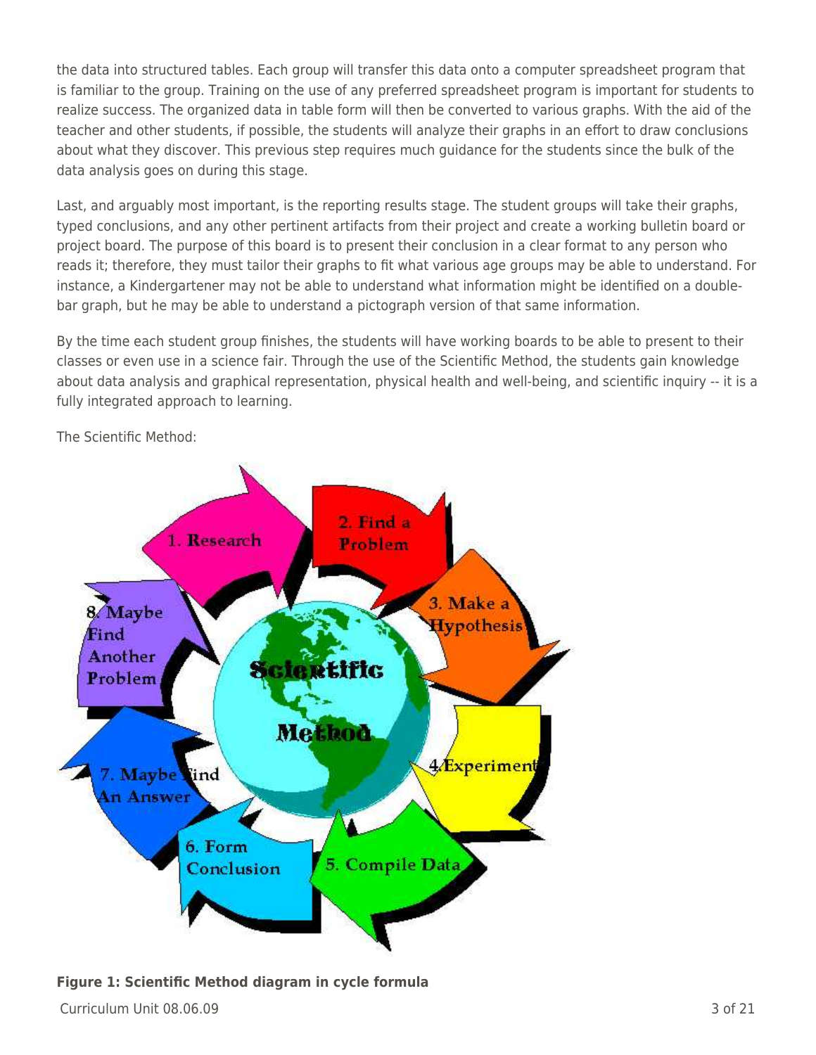the data into structured tables. Each group will transfer this data onto a computer spreadsheet program that is familiar to the group. Training on the use of any preferred spreadsheet program is important for students to realize success. The organized data in table form will then be converted to various graphs. With the aid of the teacher and other students, if possible, the students will analyze their graphs in an effort to draw conclusions about what they discover. This previous step requires much guidance for the students since the bulk of the data analysis goes on during this stage.

Last, and arguably most important, is the reporting results stage. The student groups will take their graphs, typed conclusions, and any other pertinent artifacts from their project and create a working bulletin board or project board. The purpose of this board is to present their conclusion in a clear format to any person who reads it; therefore, they must tailor their graphs to fit what various age groups may be able to understand. For instance, a Kindergartener may not be able to understand what information might be identified on a double-bar graph, but he may be able to understand a pictograph version of that same information.

By the time each student group finishes, the students will have working boards to be able to present to their classes or even use in a science fair. Through the use of the Scientific Method, the students gain knowledge about data analysis and graphical representation, physical health and well-being, and scientific inquiry -- it is a fully integrated approach to learning.

The Scientific Method:

**Figure 1: Scientific Method diagram in cycle formula**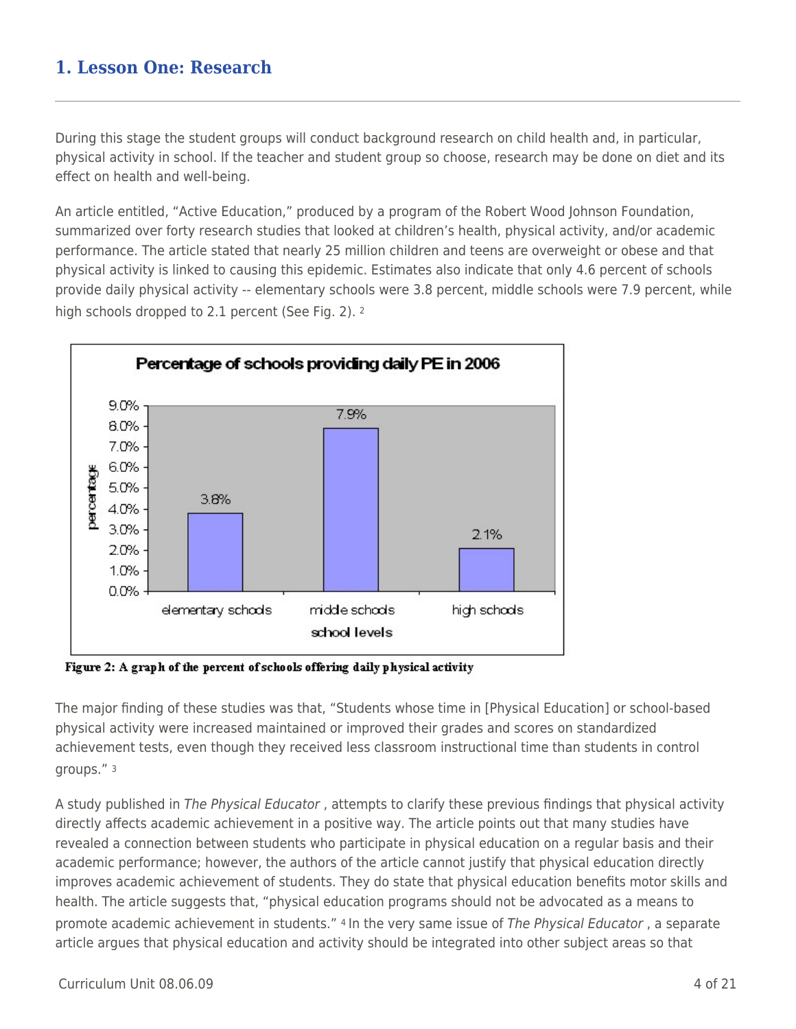## 1. Lesson One: Research

During this stage the student groups will conduct background research on child health and, in particular, physical activity in school. If the teacher and student group so choose, research may be done on diet and its effect on health and well-being.

An article entitled, "Active Education," produced by a program of the Robert Wood Johnson Foundation, summarized over forty research studies that looked at children's health, physical activity, and/or academic performance. The article stated that nearly 25 million children and teens are overweight or obese and that physical activity is linked to causing this epidemic. Estimates also indicate that only 4.6 percent of schools provide daily physical activity -- elementary schools were 3.8 percent, middle schools were 7.9 percent, while high schools dropped to 2.1 percent (See Fig. 2). [2]

**Figure 2: A graph of the percent of schools offering daily physical activity**

The major finding of these studies was that, "Students whose time in [Physical Education] or school-based physical activity were increased maintained or improved their grades and scores on standardized achievement tests, even though they received less classroom instructional time than students in control groups." [3]

A study published in *The Physical Educator* , attempts to clarify these previous findings that physical activity directly affects academic achievement in a positive way. The article points out that many studies have revealed a connection between students who participate in physical education on a regular basis and their academic performance; however, the authors of the article cannot justify that physical education directly improves academic achievement of students. They do state that physical education benefits motor skills and health. The article suggests that, "physical education programs should not be advocated as a means to promote academic achievement in students." [4] In the very same issue of *The Physical Educator* , a separate article argues that physical education and activity should be integrated into other subject areas so that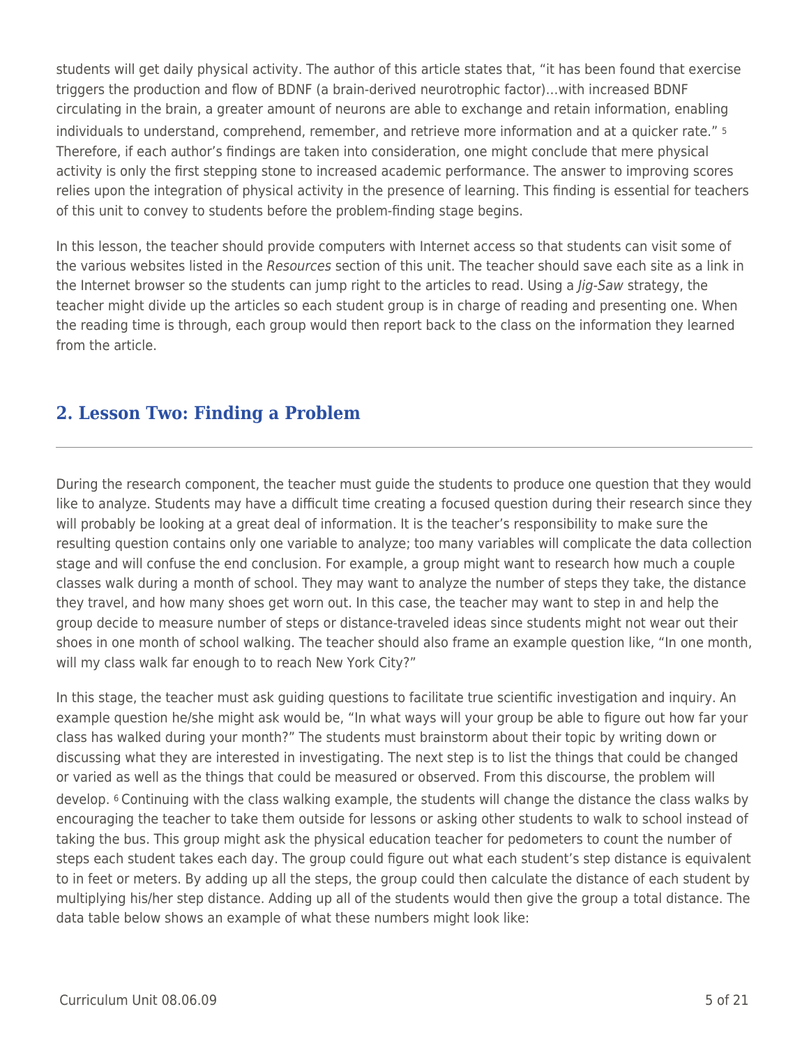students will get daily physical activity. The author of this article states that, "it has been found that exercise triggers the production and flow of BDNF (a brain-derived neurotrophic factor)…with increased BDNF circulating in the brain, a greater amount of neurons are able to exchange and retain information, enabling individuals to understand, comprehend, remember, and retrieve more information and at a quicker rate." [5] Therefore, if each author's findings are taken into consideration, one might conclude that mere physical activity is only the first stepping stone to increased academic performance. The answer to improving scores relies upon the integration of physical activity in the presence of learning. This finding is essential for teachers of this unit to convey to students before the problem-finding stage begins.

In this lesson, the teacher should provide computers with Internet access so that students can visit some of the various websites listed in the *Resources* section of this unit. The teacher should save each site as a link in the Internet browser so the students can jump right to the articles to read. Using a *Jig-Saw* strategy, the teacher might divide up the articles so each student group is in charge of reading and presenting one. When the reading time is through, each group would then report back to the class on the information they learned from the article.

## 2. Lesson Two: Finding a Problem

During the research component, the teacher must guide the students to produce one question that they would like to analyze. Students may have a difficult time creating a focused question during their research since they will probably be looking at a great deal of information. It is the teacher's responsibility to make sure the resulting question contains only one variable to analyze; too many variables will complicate the data collection stage and will confuse the end conclusion. For example, a group might want to research how much a couple classes walk during a month of school. They may want to analyze the number of steps they take, the distance they travel, and how many shoes get worn out. In this case, the teacher may want to step in and help the group decide to measure number of steps or distance-traveled ideas since students might not wear out their shoes in one month of school walking. The teacher should also frame an example question like, "In one month, will my class walk far enough to to reach New York City?"

In this stage, the teacher must ask guiding questions to facilitate true scientific investigation and inquiry. An example question he/she might ask would be, "In what ways will your group be able to figure out how far your class has walked during your month?" The students must brainstorm about their topic by writing down or discussing what they are interested in investigating. The next step is to list the things that could be changed or varied as well as the things that could be measured or observed. From this discourse, the problem will develop. [6] Continuing with the class walking example, the students will change the distance the class walks by encouraging the teacher to take them outside for lessons or asking other students to walk to school instead of taking the bus. This group might ask the physical education teacher for pedometers to count the number of steps each student takes each day. The group could figure out what each student's step distance is equivalent to in feet or meters. By adding up all the steps, the group could then calculate the distance of each student by multiplying his/her step distance. Adding up all of the students would then give the group a total distance. The data table below shows an example of what these numbers might look like: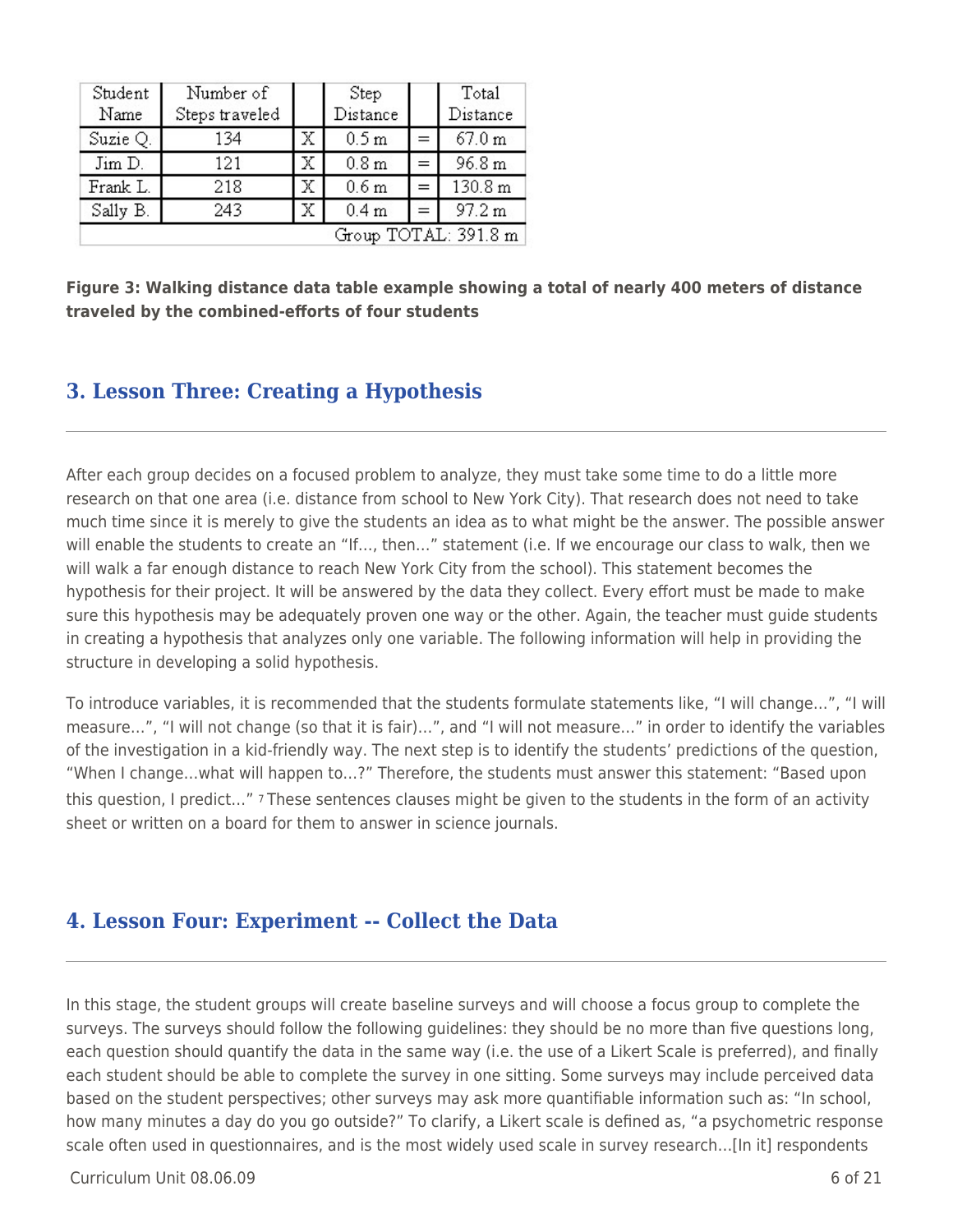| Student Name | Number of Steps traveled | | Step Distance | | Total Distance |
|---|---|---|---|---|---|
| Suzie Q. | 134 | X | 0.5 m | = | 67.0 m |
| Jim D. | 121 | X | 0.8 m | = | 96.8 m |
| Frank L. | 218 | X | 0.6 m | = | 130.8 m |
| Sally B. | 243 | X | 0.4 m | = | 97.2 m |
| | | | | | Group TOTAL: 391.8 m |

**Figure 3: Walking distance data table example showing a total of nearly 400 meters of distance traveled by the combined-efforts of four students**

## 3. Lesson Three: Creating a Hypothesis

After each group decides on a focused problem to analyze, they must take some time to do a little more research on that one area (i.e. distance from school to New York City). That research does not need to take much time since it is merely to give the students an idea as to what might be the answer. The possible answer will enable the students to create an "If..., then..." statement (i.e. If we encourage our class to walk, then we will walk a far enough distance to reach New York City from the school). This statement becomes the hypothesis for their project. It will be answered by the data they collect. Every effort must be made to make sure this hypothesis may be adequately proven one way or the other. Again, the teacher must guide students in creating a hypothesis that analyzes only one variable. The following information will help in providing the structure in developing a solid hypothesis.

To introduce variables, it is recommended that the students formulate statements like, "I will change...", "I will measure...", "I will not change (so that it is fair)...", and "I will not measure..." in order to identify the variables of the investigation in a kid-friendly way. The next step is to identify the students' predictions of the question, "When I change...what will happen to...?" Therefore, the students must answer this statement: "Based upon this question, I predict..." [7] These sentences clauses might be given to the students in the form of an activity sheet or written on a board for them to answer in science journals.

## 4. Lesson Four: Experiment -- Collect the Data

In this stage, the student groups will create baseline surveys and will choose a focus group to complete the surveys. The surveys should follow the following guidelines: they should be no more than five questions long, each question should quantify the data in the same way (i.e. the use of a Likert Scale is preferred), and finally each student should be able to complete the survey in one sitting. Some surveys may include perceived data based on the student perspectives; other surveys may ask more quantifiable information such as: "In school, how many minutes a day do you go outside?" To clarify, a Likert scale is defined as, "a psychometric response scale often used in questionnaires, and is the most widely used scale in survey research...[In it] respondents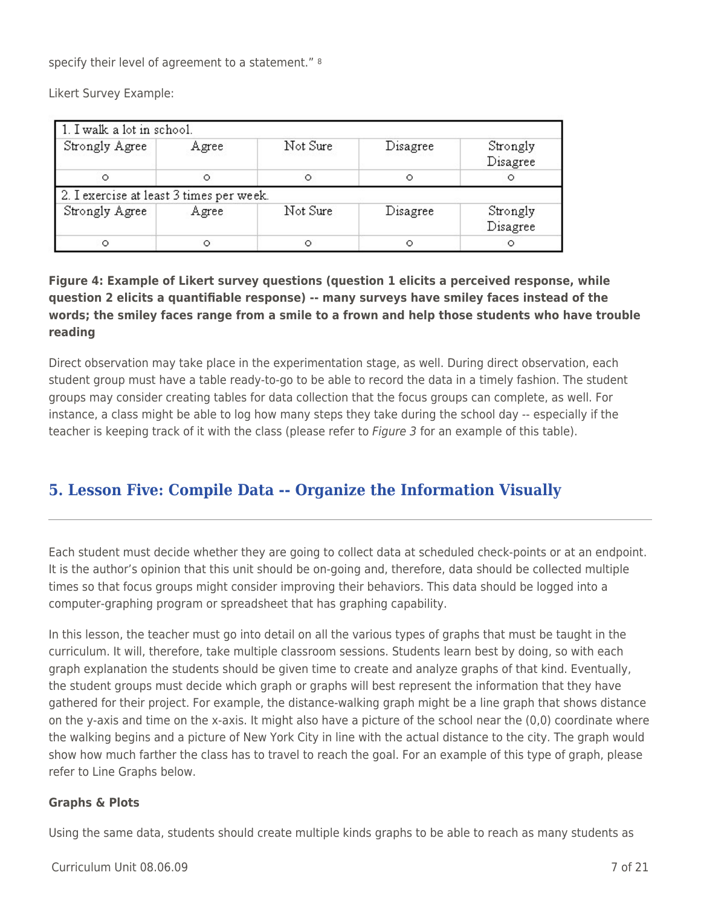specify their level of agreement to a statement." [8]

Likert Survey Example:

| 1. I walk a lot in school. | | | | |
|---|---|---|---|---|
| Strongly Agree | Agree | Not Sure | Disagree | Strongly Disagree |
| ○ | ○ | ○ | ○ | ○ |
| 2. I exercise at least 3 times per week. | | | | |
| Strongly Agree | Agree | Not Sure | Disagree | Strongly Disagree |
| ○ | ○ | ○ | ○ | ○ |

**Figure 4: Example of Likert survey questions (question 1 elicits a perceived response, while question 2 elicits a quantifiable response) -- many surveys have smiley faces instead of the words; the smiley faces range from a smile to a frown and help those students who have trouble reading**

Direct observation may take place in the experimentation stage, as well. During direct observation, each student group must have a table ready-to-go to be able to record the data in a timely fashion. The student groups may consider creating tables for data collection that the focus groups can complete, as well. For instance, a class might be able to log how many steps they take during the school day -- especially if the teacher is keeping track of it with the class (please refer to *Figure 3* for an example of this table).

## 5. Lesson Five: Compile Data -- Organize the Information Visually

Each student must decide whether they are going to collect data at scheduled check-points or at an endpoint. It is the author's opinion that this unit should be on-going and, therefore, data should be collected multiple times so that focus groups might consider improving their behaviors. This data should be logged into a computer-graphing program or spreadsheet that has graphing capability.

In this lesson, the teacher must go into detail on all the various types of graphs that must be taught in the curriculum. It will, therefore, take multiple classroom sessions. Students learn best by doing, so with each graph explanation the students should be given time to create and analyze graphs of that kind. Eventually, the student groups must decide which graph or graphs will best represent the information that they have gathered for their project. For example, the distance-walking graph might be a line graph that shows distance on the y-axis and time on the x-axis. It might also have a picture of the school near the (0,0) coordinate where the walking begins and a picture of New York City in line with the actual distance to the city. The graph would show how much farther the class has to travel to reach the goal. For an example of this type of graph, please refer to Line Graphs below.

### Graphs & Plots

Using the same data, students should create multiple kinds graphs to be able to reach as many students as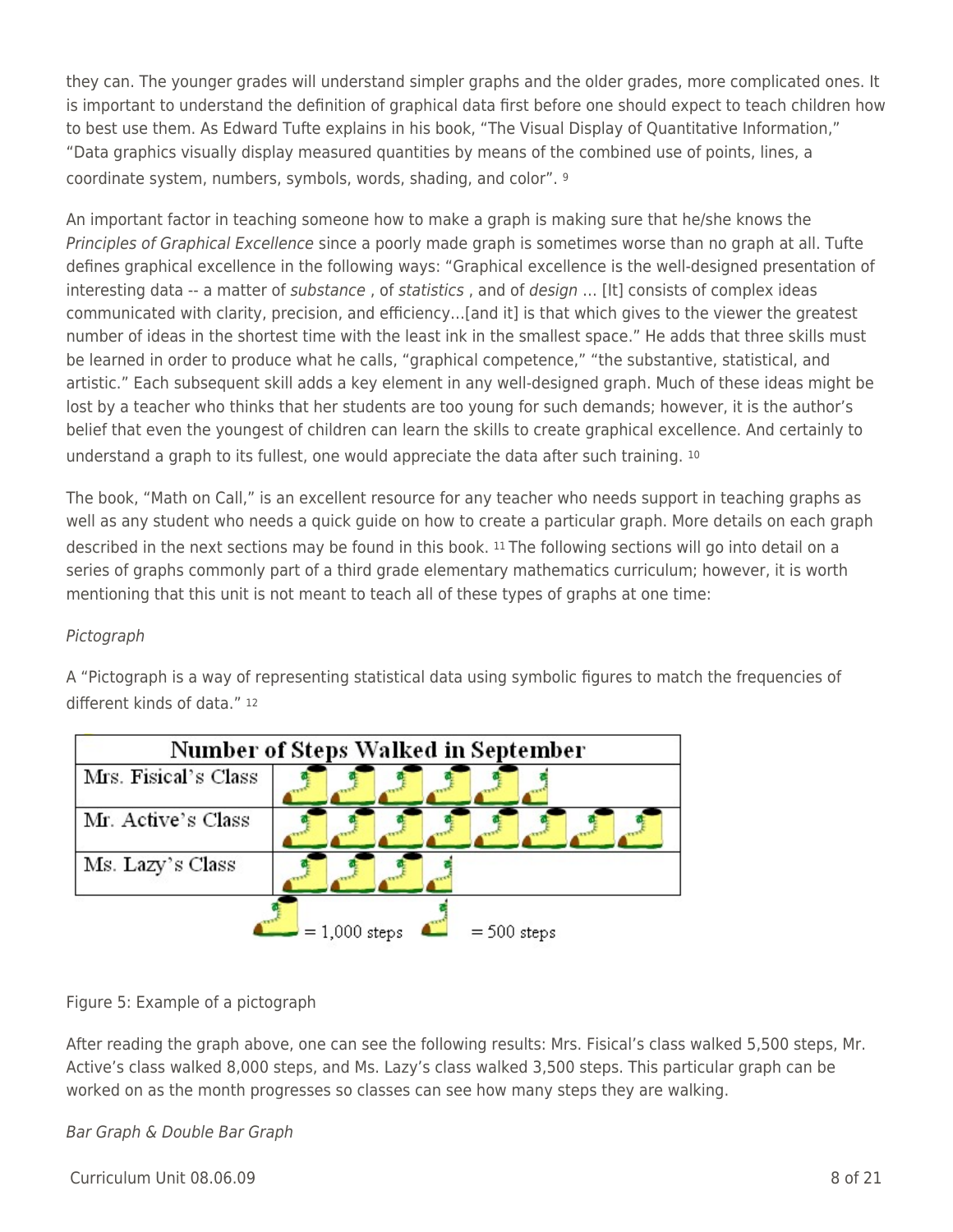they can. The younger grades will understand simpler graphs and the older grades, more complicated ones. It is important to understand the definition of graphical data first before one should expect to teach children how to best use them. As Edward Tufte explains in his book, "The Visual Display of Quantitative Information," "Data graphics visually display measured quantities by means of the combined use of points, lines, a coordinate system, numbers, symbols, words, shading, and color". [9]

An important factor in teaching someone how to make a graph is making sure that he/she knows the *Principles of Graphical Excellence* since a poorly made graph is sometimes worse than no graph at all. Tufte defines graphical excellence in the following ways: "Graphical excellence is the well-designed presentation of interesting data -- a matter of *substance* , of *statistics* , and of *design* … [It] consists of complex ideas communicated with clarity, precision, and efficiency…[and it] is that which gives to the viewer the greatest number of ideas in the shortest time with the least ink in the smallest space." He adds that three skills must be learned in order to produce what he calls, "graphical competence," "the substantive, statistical, and artistic." Each subsequent skill adds a key element in any well-designed graph. Much of these ideas might be lost by a teacher who thinks that her students are too young for such demands; however, it is the author's belief that even the youngest of children can learn the skills to create graphical excellence. And certainly to understand a graph to its fullest, one would appreciate the data after such training. [10]

The book, "Math on Call," is an excellent resource for any teacher who needs support in teaching graphs as well as any student who needs a quick guide on how to create a particular graph. More details on each graph described in the next sections may be found in this book. [11] The following sections will go into detail on a series of graphs commonly part of a third grade elementary mathematics curriculum; however, it is worth mentioning that this unit is not meant to teach all of these types of graphs at one time:

*Pictograph*

A "Pictograph is a way of representing statistical data using symbolic figures to match the frequencies of different kinds of data." [12]

| Number of Steps Walked in September | |
|---|---|
| Mrs. Fisical's Class | |
| Mr. Active's Class | |
| Ms. Lazy's Class | |

= 1,000 steps = 500 steps

Figure 5: Example of a pictograph

After reading the graph above, one can see the following results: Mrs. Fisical's class walked 5,500 steps, Mr. Active's class walked 8,000 steps, and Ms. Lazy's class walked 3,500 steps. This particular graph can be worked on as the month progresses so classes can see how many steps they are walking.

*Bar Graph & Double Bar Graph*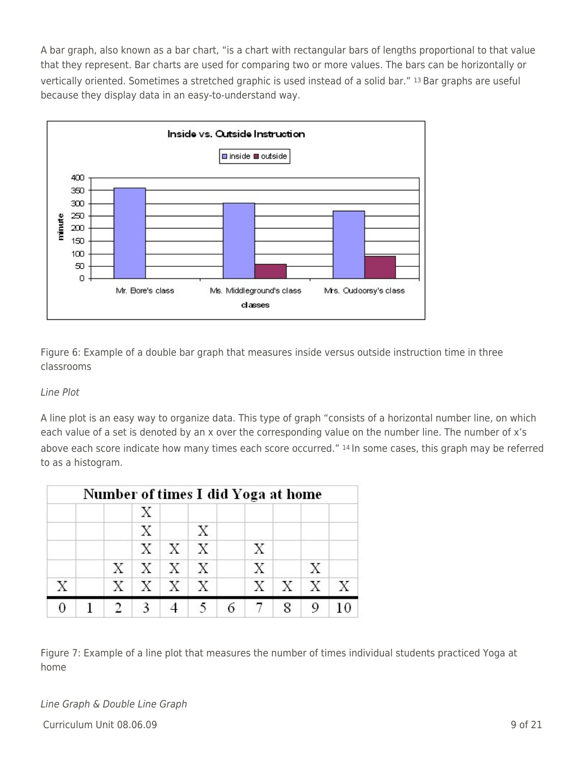A bar graph, also known as a bar chart, "is a chart with rectangular bars of lengths proportional to that value that they represent. Bar charts are used for comparing two or more values. The bars can be horizontally or vertically oriented. Sometimes a stretched graphic is used instead of a solid bar." [13] Bar graphs are useful because they display data in an easy-to-understand way.

Figure 6: Example of a double bar graph that measures inside versus outside instruction time in three classrooms

*Line Plot*

A line plot is an easy way to organize data. This type of graph "consists of a horizontal number line, on which each value of a set is denoted by an x over the corresponding value on the number line. The number of x's above each score indicate how many times each score occurred." [14] In some cases, this graph may be referred to as a histogram.

| Number of times I did Yoga at home | | | | | | | | | | |
|---|---|---|---|---|---|---|---|---|---|---|
| | | | X | | | | | | | |
| | | | X | | X | | | | | |
| | | | X | X | X | | X | | | |
| | | X | X | X | X | | X | | X | |
| X | | X | X | X | X | | X | X | X | X |
| 0 | 1 | 2 | 3 | 4 | 5 | 6 | 7 | 8 | 9 | 10 |

Figure 7: Example of a line plot that measures the number of times individual students practiced Yoga at home

*Line Graph & Double Line Graph*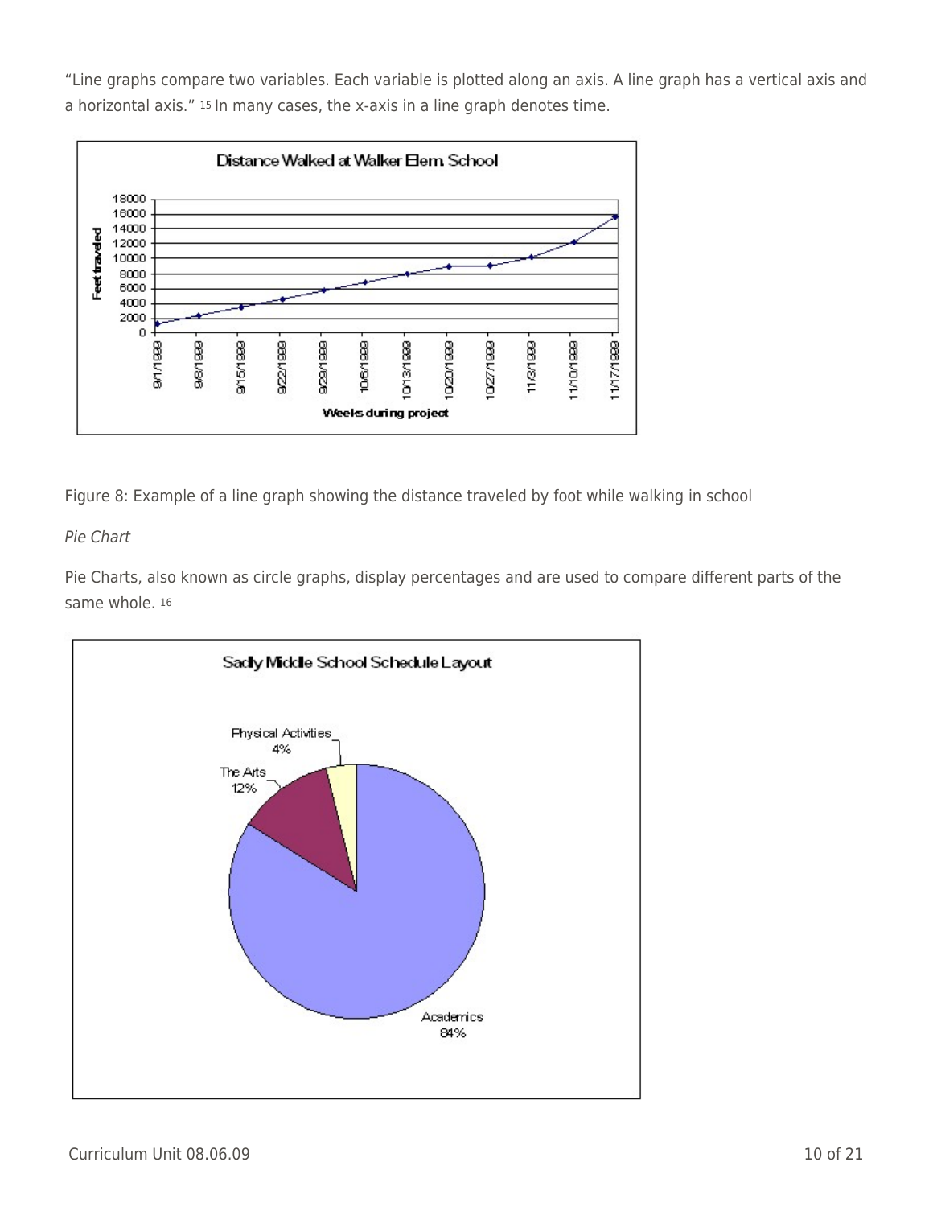"Line graphs compare two variables. Each variable is plotted along an axis. A line graph has a vertical axis and a horizontal axis." [15] In many cases, the x-axis in a line graph denotes time.

Figure 8: Example of a line graph showing the distance traveled by foot while walking in school

*Pie Chart*

Pie Charts, also known as circle graphs, display percentages and are used to compare different parts of the same whole. [16]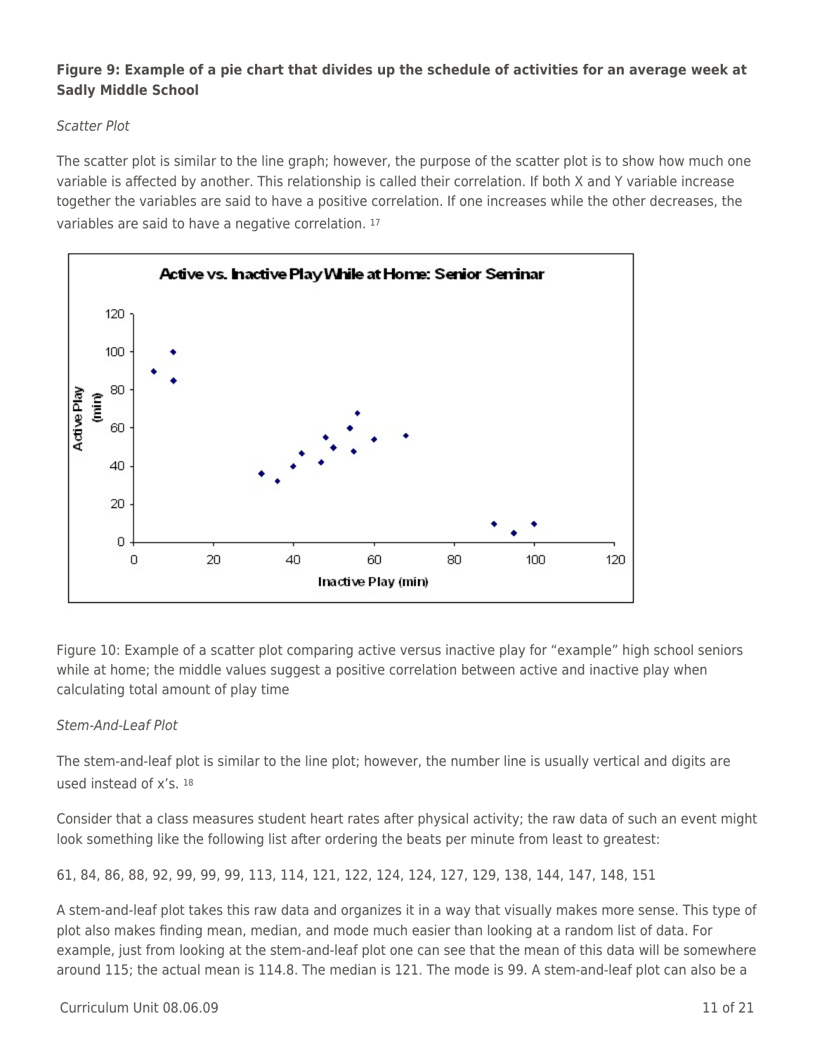**Figure 9: Example of a pie chart that divides up the schedule of activities for an average week at Sadly Middle School**

*Scatter Plot*

The scatter plot is similar to the line graph; however, the purpose of the scatter plot is to show how much one variable is affected by another. This relationship is called their correlation. If both X and Y variable increase together the variables are said to have a positive correlation. If one increases while the other decreases, the variables are said to have a negative correlation. [17]

Figure 10: Example of a scatter plot comparing active versus inactive play for "example" high school seniors while at home; the middle values suggest a positive correlation between active and inactive play when calculating total amount of play time

*Stem-And-Leaf Plot*

The stem-and-leaf plot is similar to the line plot; however, the number line is usually vertical and digits are used instead of x's. [18]

Consider that a class measures student heart rates after physical activity; the raw data of such an event might look something like the following list after ordering the beats per minute from least to greatest:

61, 84, 86, 88, 92, 99, 99, 99, 113, 114, 121, 122, 124, 124, 127, 129, 138, 144, 147, 148, 151

A stem-and-leaf plot takes this raw data and organizes it in a way that visually makes more sense. This type of plot also makes finding mean, median, and mode much easier than looking at a random list of data. For example, just from looking at the stem-and-leaf plot one can see that the mean of this data will be somewhere around 115; the actual mean is 114.8. The median is 121. The mode is 99. A stem-and-leaf plot can also be a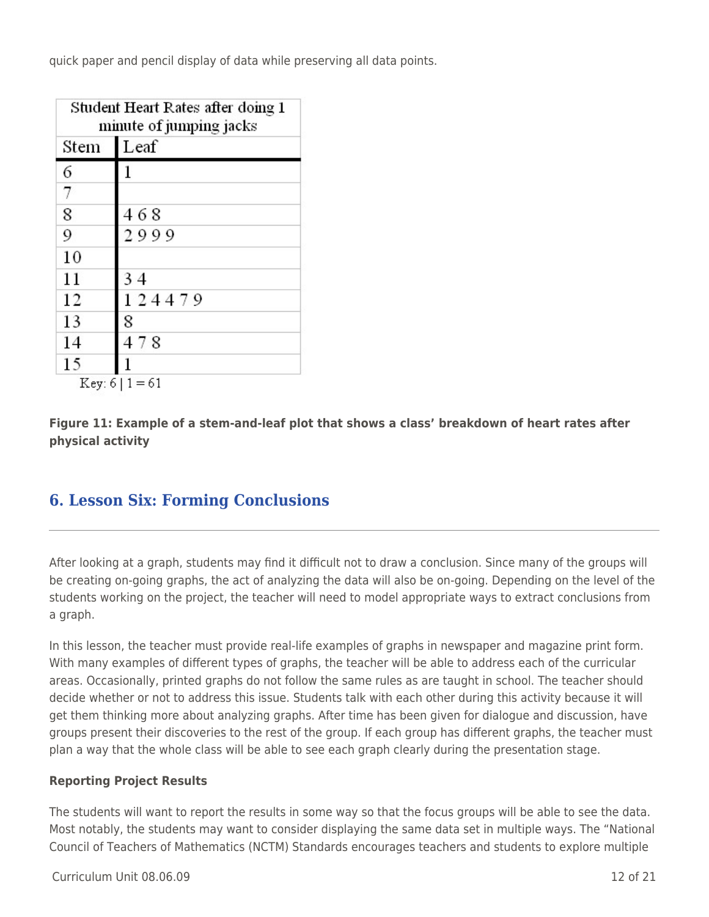quick paper and pencil display of data while preserving all data points.

| Student Heart Rates after doing 1 minute of jumping jacks | |
|---|---|
| Stem | Leaf |
| 6 | 1 |
| 7 | |
| 8 | 4 6 8 |
| 9 | 2 9 9 9 |
| 10 | |
| 11 | 3 4 |
| 12 | 1 2 4 4 7 9 |
| 13 | 8 |
| 14 | 4 7 8 |
| 15 | 1 |

Key: 6 | 1 = 61

**Figure 11: Example of a stem-and-leaf plot that shows a class' breakdown of heart rates after physical activity**

## 6. Lesson Six: Forming Conclusions

After looking at a graph, students may find it difficult not to draw a conclusion. Since many of the groups will be creating on-going graphs, the act of analyzing the data will also be on-going. Depending on the level of the students working on the project, the teacher will need to model appropriate ways to extract conclusions from a graph.

In this lesson, the teacher must provide real-life examples of graphs in newspaper and magazine print form. With many examples of different types of graphs, the teacher will be able to address each of the curricular areas. Occasionally, printed graphs do not follow the same rules as are taught in school. The teacher should decide whether or not to address this issue. Students talk with each other during this activity because it will get them thinking more about analyzing graphs. After time has been given for dialogue and discussion, have groups present their discoveries to the rest of the group. If each group has different graphs, the teacher must plan a way that the whole class will be able to see each graph clearly during the presentation stage.

**Reporting Project Results**

The students will want to report the results in some way so that the focus groups will be able to see the data. Most notably, the students may want to consider displaying the same data set in multiple ways. The "National Council of Teachers of Mathematics (NCTM) Standards encourages teachers and students to explore multiple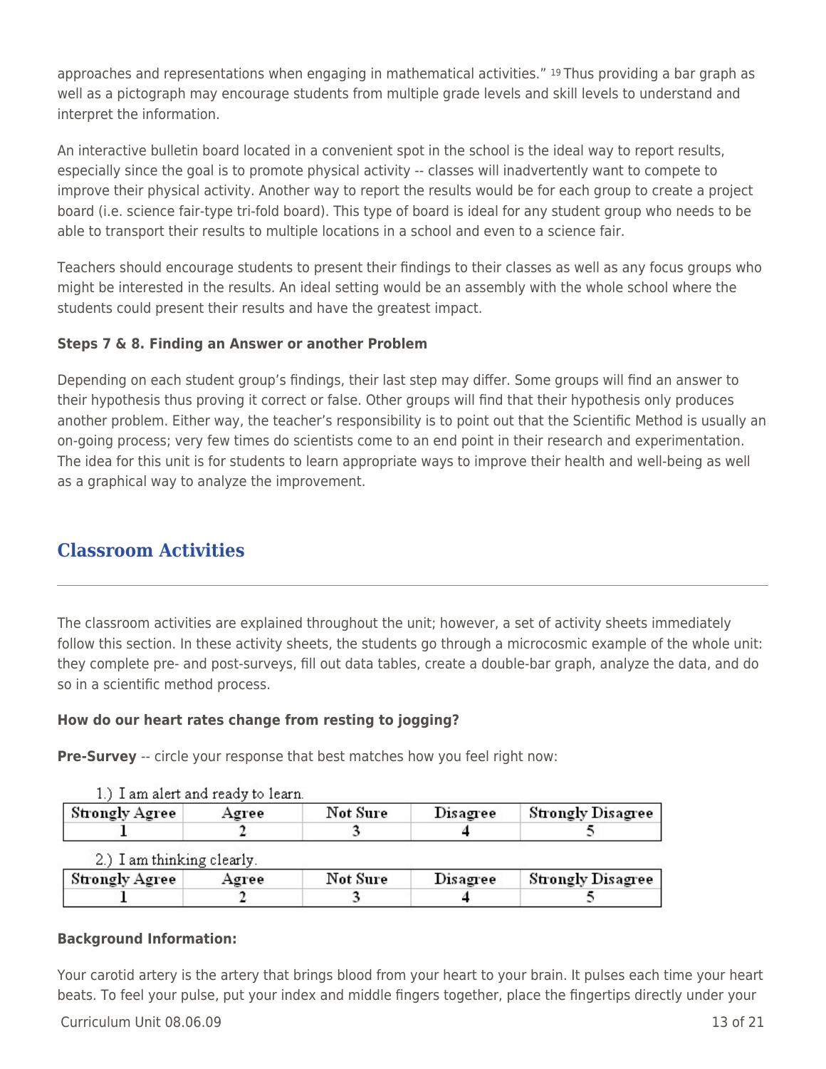approaches and representations when engaging in mathematical activities." [19] Thus providing a bar graph as well as a pictograph may encourage students from multiple grade levels and skill levels to understand and interpret the information.

An interactive bulletin board located in a convenient spot in the school is the ideal way to report results, especially since the goal is to promote physical activity -- classes will inadvertently want to compete to improve their physical activity. Another way to report the results would be for each group to create a project board (i.e. science fair-type tri-fold board). This type of board is ideal for any student group who needs to be able to transport their results to multiple locations in a school and even to a science fair.

Teachers should encourage students to present their findings to their classes as well as any focus groups who might be interested in the results. An ideal setting would be an assembly with the whole school where the students could present their results and have the greatest impact.

**Steps 7 & 8. Finding an Answer or another Problem**

Depending on each student group's findings, their last step may differ. Some groups will find an answer to their hypothesis thus proving it correct or false. Other groups will find that their hypothesis only produces another problem. Either way, the teacher's responsibility is to point out that the Scientific Method is usually an on-going process; very few times do scientists come to an end point in their research and experimentation. The idea for this unit is for students to learn appropriate ways to improve their health and well-being as well as a graphical way to analyze the improvement.

## Classroom Activities

The classroom activities are explained throughout the unit; however, a set of activity sheets immediately follow this section. In these activity sheets, the students go through a microcosmic example of the whole unit: they complete pre- and post-surveys, fill out data tables, create a double-bar graph, analyze the data, and do so in a scientific method process.

**How do our heart rates change from resting to jogging?**

**Pre-Survey** -- circle your response that best matches how you feel right now:

1.) I am alert and ready to learn.

| Strongly Agree | Agree | Not Sure | Disagree | Strongly Disagree |
|---|---|---|---|---|
| 1 | 2 | 3 | 4 | 5 |

2.) I am thinking clearly.

| Strongly Agree | Agree | Not Sure | Disagree | Strongly Disagree |
|---|---|---|---|---|
| 1 | 2 | 3 | 4 | 5 |

**Background Information:**

Your carotid artery is the artery that brings blood from your heart to your brain. It pulses each time your heart beats. To feel your pulse, put your index and middle fingers together, place the fingertips directly under your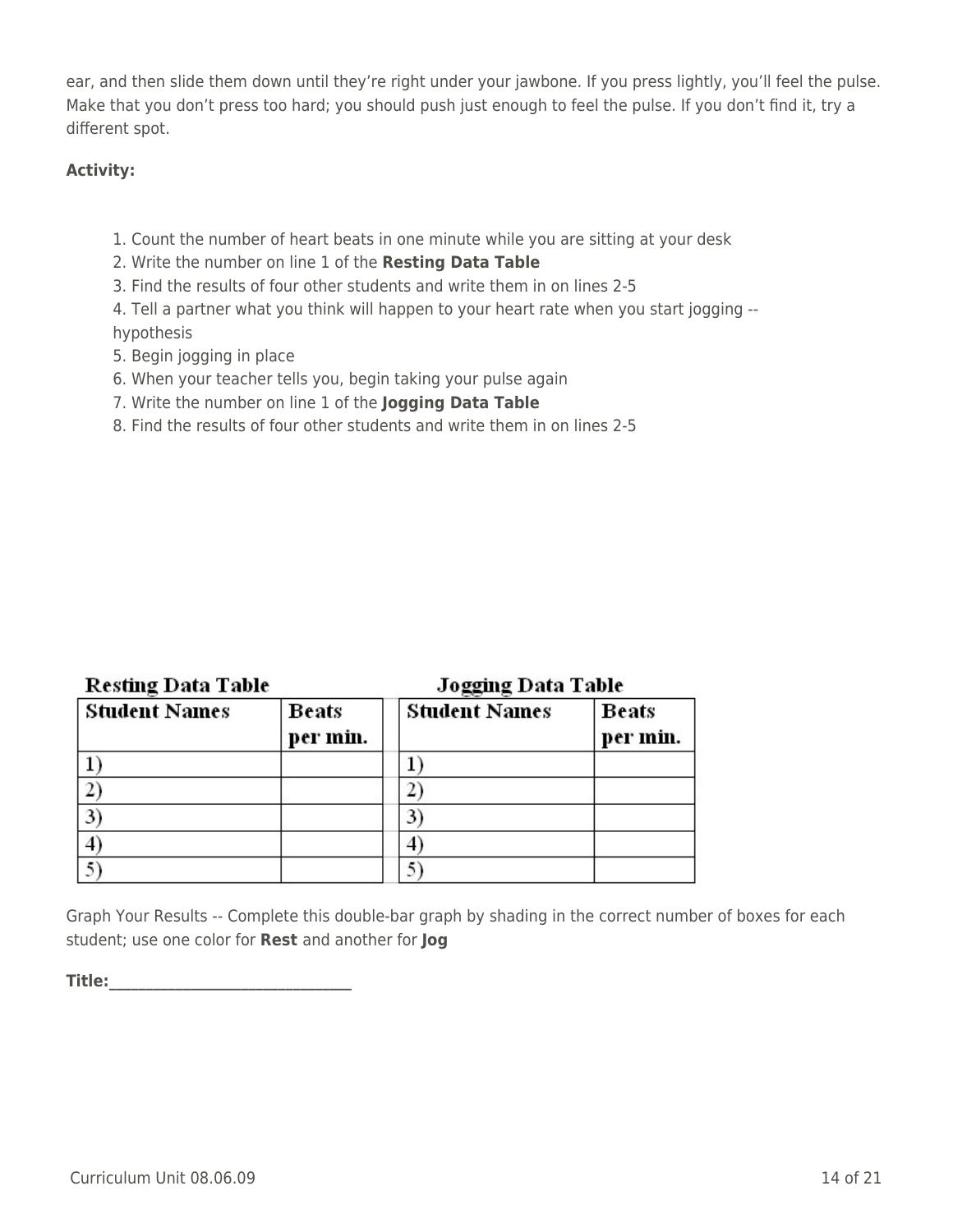ear, and then slide them down until they're right under your jawbone. If you press lightly, you'll feel the pulse. Make that you don't press too hard; you should push just enough to feel the pulse. If you don't find it, try a different spot.

**Activity:**

1. Count the number of heart beats in one minute while you are sitting at your desk
2. Write the number on line 1 of the **Resting Data Table**
3. Find the results of four other students and write them in on lines 2-5
4. Tell a partner what you think will happen to your heart rate when you start jogging -- hypothesis
5. Begin jogging in place
6. When your teacher tells you, begin taking your pulse again
7. Write the number on line 1 of the **Jogging Data Table**
8. Find the results of four other students and write them in on lines 2-5

**Resting Data Table**

| Student Names | Beats per min. |
|---|---|
| 1) | |
| 2) | |
| 3) | |
| 4) | |
| 5) | |

**Jogging Data Table**

| Student Names | Beats per min. |
|---|---|
| 1) | |
| 2) | |
| 3) | |
| 4) | |
| 5) | |

Graph Your Results -- Complete this double-bar graph by shading in the correct number of boxes for each student; use one color for **Rest** and another for **Jog**

**Title:**_______________________________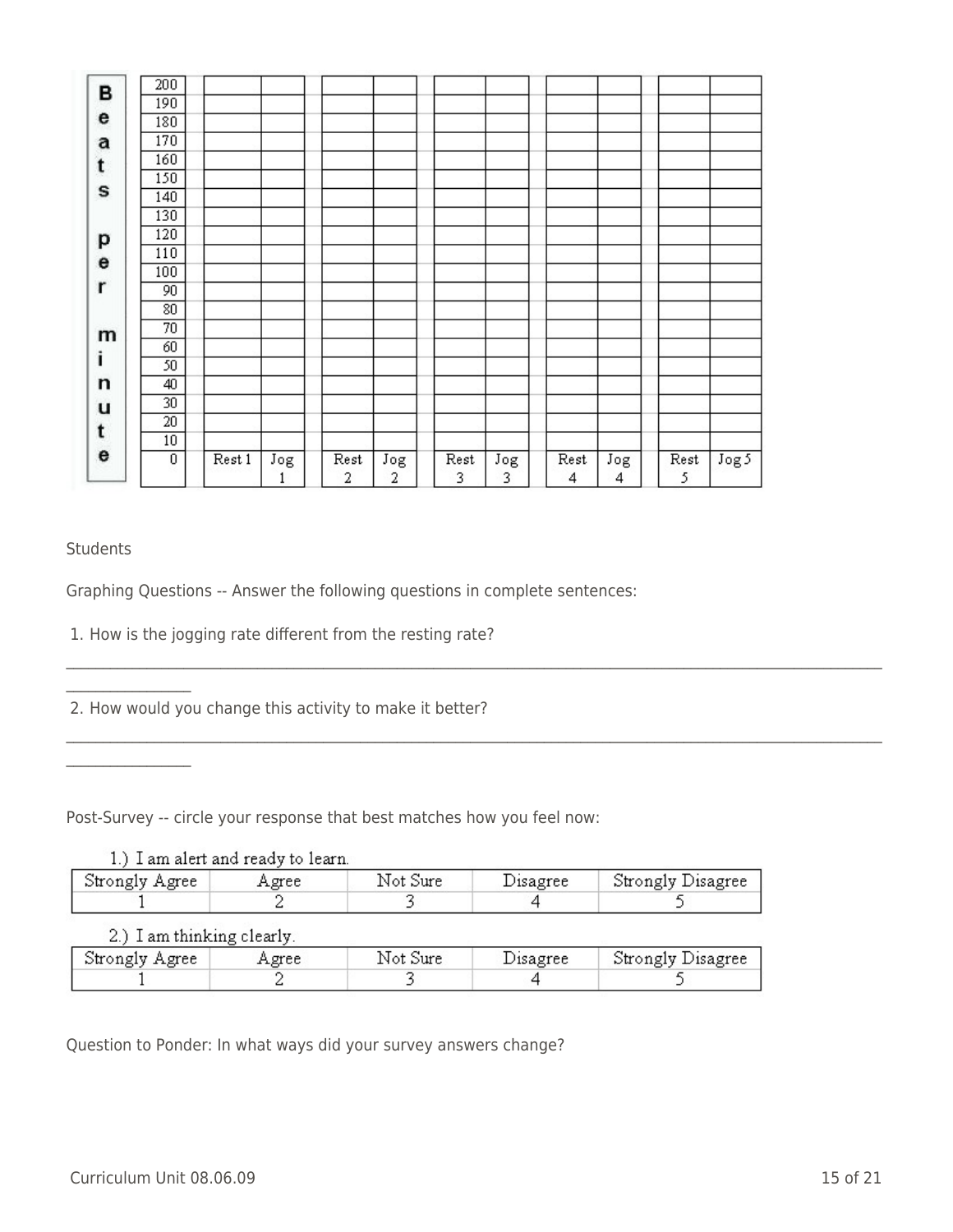| Beats per minute | | | | | | | | | | |
|---|---|---|---|---|---|---|---|---|---|---|
| 200 | | | | | | | | | | |
| 190 | | | | | | | | | | |
| 180 | | | | | | | | | | |
| 170 | | | | | | | | | | |
| 160 | | | | | | | | | | |
| 150 | | | | | | | | | | |
| 140 | | | | | | | | | | |
| 130 | | | | | | | | | | |
| 120 | | | | | | | | | | |
| 110 | | | | | | | | | | |
| 100 | | | | | | | | | | |
| 90 | | | | | | | | | | |
| 80 | | | | | | | | | | |
| 70 | | | | | | | | | | |
| 60 | | | | | | | | | | |
| 50 | | | | | | | | | | |
| 40 | | | | | | | | | | |
| 30 | | | | | | | | | | |
| 20 | | | | | | | | | | |
| 10 | | | | | | | | | | |
| 0 | Rest 1 | Jog 1 | Rest 2 | Jog 2 | Rest 3 | Jog 3 | Rest 4 | Jog 4 | Rest 5 | Jog 5 |

Students

Graphing Questions -- Answer the following questions in complete sentences:

1. How is the jogging rate different from the resting rate?

______________________________________________________________________________________________

2. How would you change this activity to make it better?

______________________________________________________________________________________________

Post-Survey -- circle your response that best matches how you feel now:

1.) I am alert and ready to learn.

| Strongly Agree | Agree | Not Sure | Disagree | Strongly Disagree |
|---|---|---|---|---|
| 1 | 2 | 3 | 4 | 5 |

2.) I am thinking clearly.

| Strongly Agree | Agree | Not Sure | Disagree | Strongly Disagree |
|---|---|---|---|---|
| 1 | 2 | 3 | 4 | 5 |

Question to Ponder: In what ways did your survey answers change?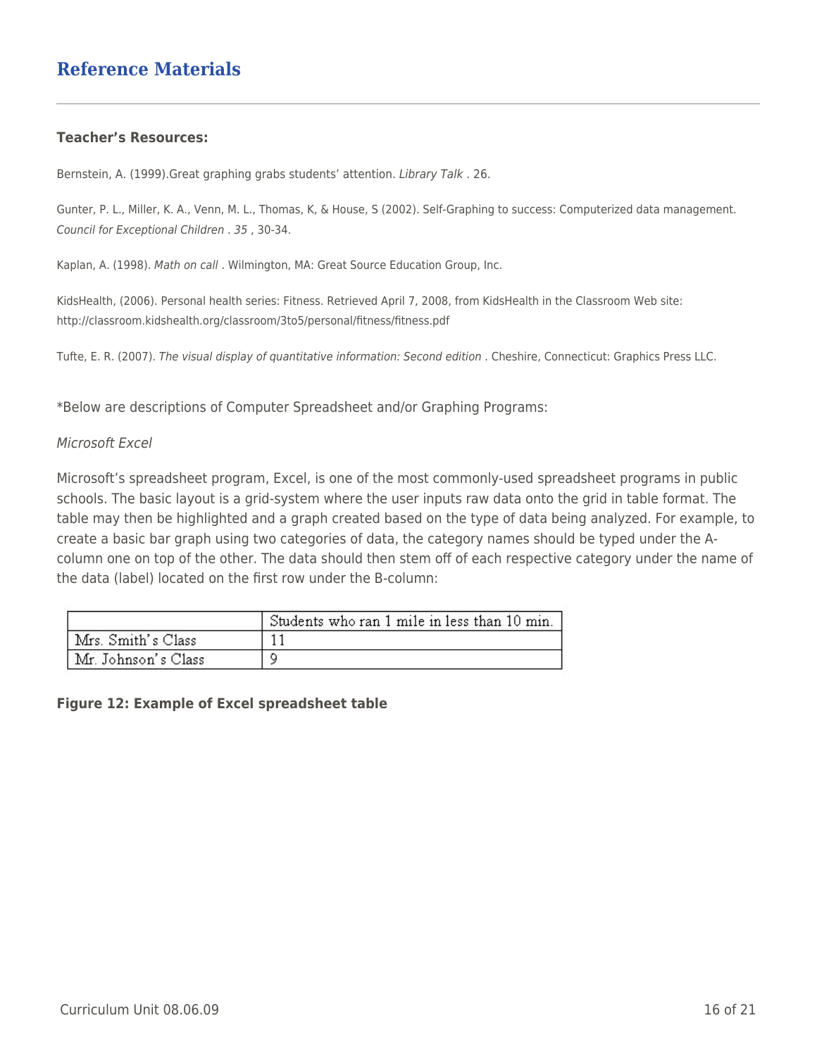## Reference Materials

**Teacher's Resources:**

Bernstein, A. (1999).Great graphing grabs students' attention. *Library Talk* . 26.

Gunter, P. L., Miller, K. A., Venn, M. L., Thomas, K, & House, S (2002). Self-Graphing to success: Computerized data management. *Council for Exceptional Children* . *35* , 30-34.

Kaplan, A. (1998). *Math on call* . Wilmington, MA: Great Source Education Group, Inc.

KidsHealth, (2006). Personal health series: Fitness. Retrieved April 7, 2008, from KidsHealth in the Classroom Web site: http://classroom.kidshealth.org/classroom/3to5/personal/fitness/fitness.pdf

Tufte, E. R. (2007). *The visual display of quantitative information: Second edition* . Cheshire, Connecticut: Graphics Press LLC.

*Below are descriptions of Computer Spreadsheet and/or Graphing Programs:

*Microsoft Excel*

Microsoft's spreadsheet program, Excel, is one of the most commonly-used spreadsheet programs in public schools. The basic layout is a grid-system where the user inputs raw data onto the grid in table format. The table may then be highlighted and a graph created based on the type of data being analyzed. For example, to create a basic bar graph using two categories of data, the category names should be typed under the A-column one on top of the other. The data should then stem off of each respective category under the name of the data (label) located on the first row under the B-column:

| | Students who ran 1 mile in less than 10 min. |
|---|---|
| Mrs. Smith's Class | 11 |
| Mr. Johnson's Class | 9 |

**Figure 12: Example of Excel spreadsheet table**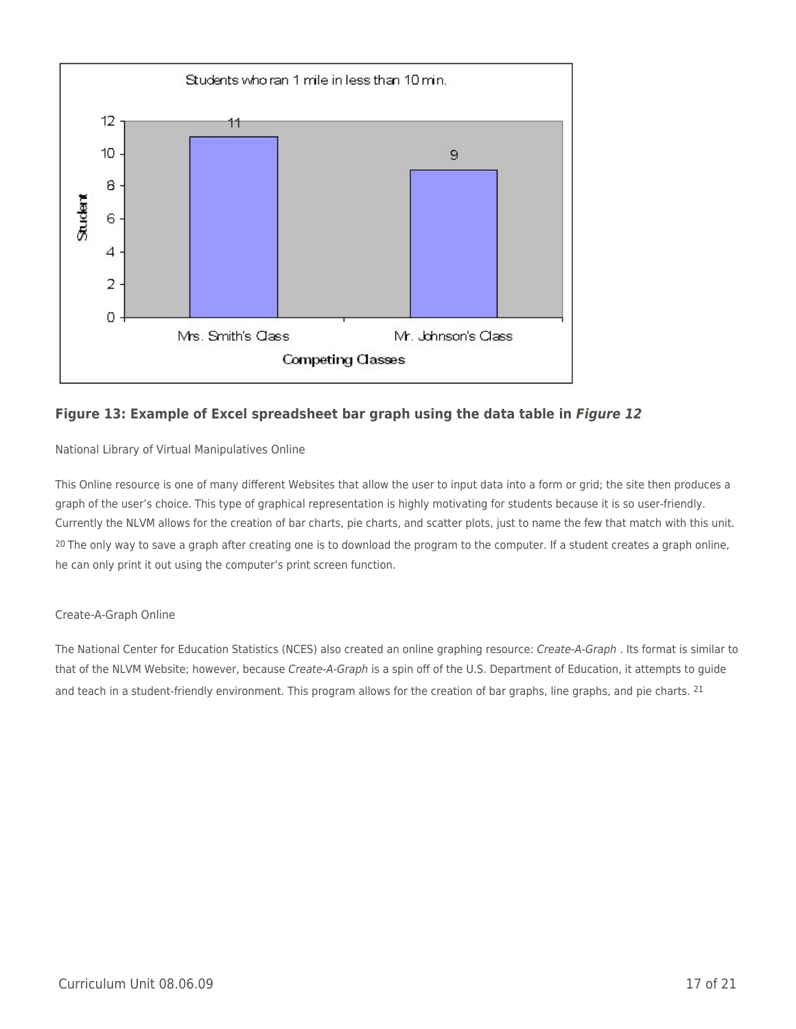**Figure 13: Example of Excel spreadsheet bar graph using the data table in *Figure 12***

National Library of Virtual Manipulatives Online

This Online resource is one of many different Websites that allow the user to input data into a form or grid; the site then produces a graph of the user's choice. This type of graphical representation is highly motivating for students because it is so user-friendly. Currently the NLVM allows for the creation of bar charts, pie charts, and scatter plots, just to name the few that match with this unit. [20] The only way to save a graph after creating one is to download the program to the computer. If a student creates a graph online, he can only print it out using the computer's print screen function.

Create-A-Graph Online

The National Center for Education Statistics (NCES) also created an online graphing resource: *Create-A-Graph* . Its format is similar to that of the NLVM Website; however, because *Create-A-Graph* is a spin off of the U.S. Department of Education, it attempts to guide and teach in a student-friendly environment. This program allows for the creation of bar graphs, line graphs, and pie charts. [21]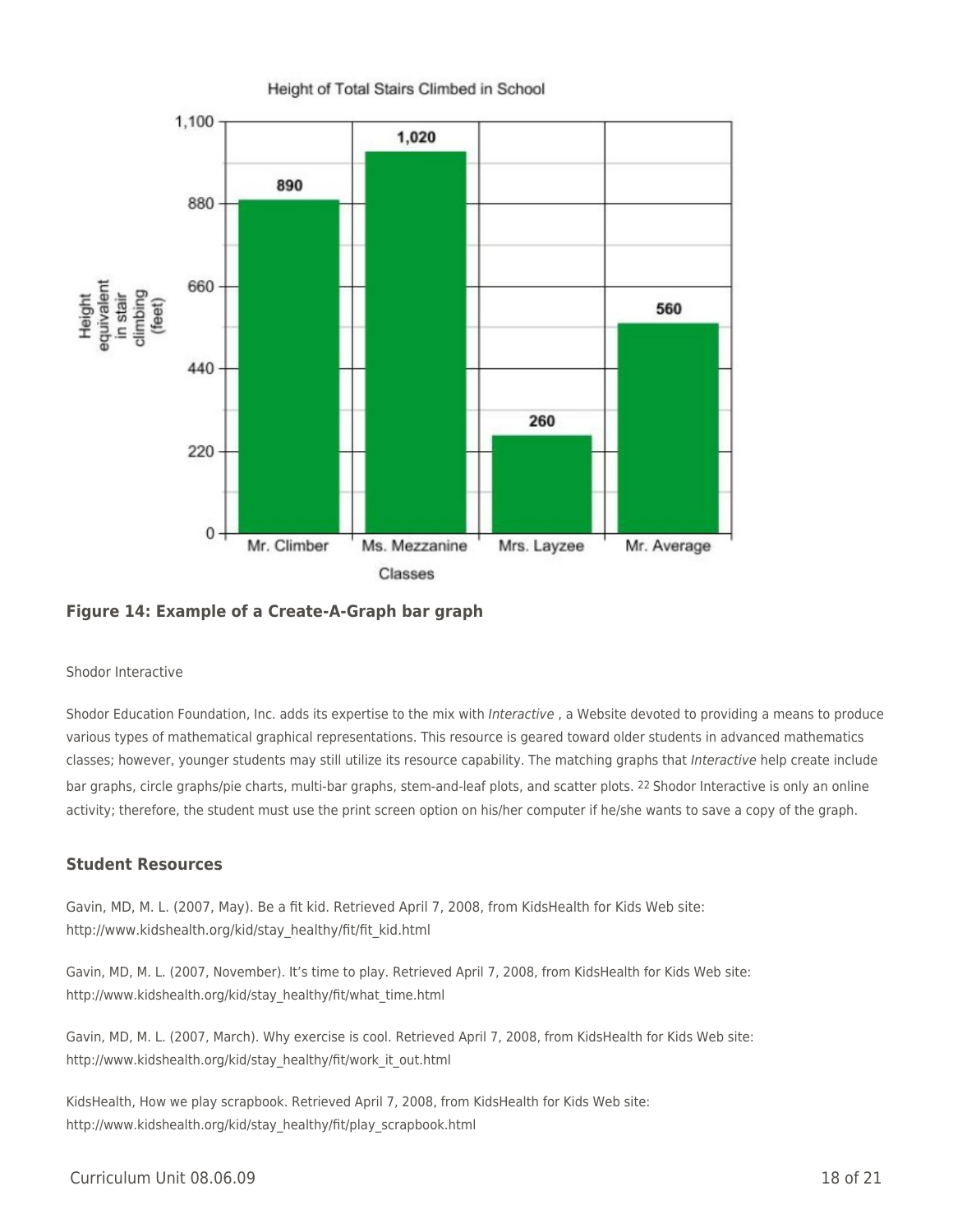**Figure 14: Example of a Create-A-Graph bar graph**

Shodor Interactive

Shodor Education Foundation, Inc. adds its expertise to the mix with *Interactive* , a Website devoted to providing a means to produce various types of mathematical graphical representations. This resource is geared toward older students in advanced mathematics classes; however, younger students may still utilize its resource capability. The matching graphs that *Interactive* help create include bar graphs, circle graphs/pie charts, multi-bar graphs, stem-and-leaf plots, and scatter plots. [22] Shodor Interactive is only an online activity; therefore, the student must use the print screen option on his/her computer if he/she wants to save a copy of the graph.

### Student Resources

Gavin, MD, M. L. (2007, May). Be a fit kid. Retrieved April 7, 2008, from KidsHealth for Kids Web site: http://www.kidshealth.org/kid/stay_healthy/fit/fit_kid.html

Gavin, MD, M. L. (2007, November). It's time to play. Retrieved April 7, 2008, from KidsHealth for Kids Web site: http://www.kidshealth.org/kid/stay_healthy/fit/what_time.html

Gavin, MD, M. L. (2007, March). Why exercise is cool. Retrieved April 7, 2008, from KidsHealth for Kids Web site: http://www.kidshealth.org/kid/stay_healthy/fit/work_it_out.html

KidsHealth, How we play scrapbook. Retrieved April 7, 2008, from KidsHealth for Kids Web site: http://www.kidshealth.org/kid/stay_healthy/fit/play_scrapbook.html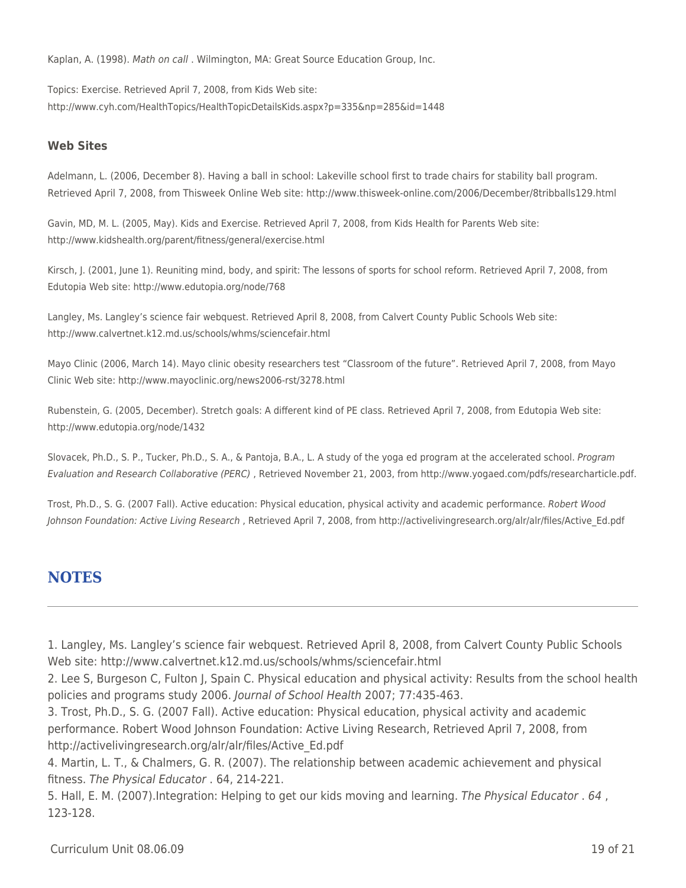Kaplan, A. (1998). *Math on call* . Wilmington, MA: Great Source Education Group, Inc.

Topics: Exercise. Retrieved April 7, 2008, from Kids Web site: http://www.cyh.com/HealthTopics/HealthTopicDetailsKids.aspx?p=335&np=285&id=1448

**Web Sites**

Adelmann, L. (2006, December 8). Having a ball in school: Lakeville school first to trade chairs for stability ball program. Retrieved April 7, 2008, from Thisweek Online Web site: http://www.thisweek-online.com/2006/December/8tribballs129.html

Gavin, MD, M. L. (2005, May). Kids and Exercise. Retrieved April 7, 2008, from Kids Health for Parents Web site: http://www.kidshealth.org/parent/fitness/general/exercise.html

Kirsch, J. (2001, June 1). Reuniting mind, body, and spirit: The lessons of sports for school reform. Retrieved April 7, 2008, from Edutopia Web site: http://www.edutopia.org/node/768

Langley, Ms. Langley's science fair webquest. Retrieved April 8, 2008, from Calvert County Public Schools Web site: http://www.calvertnet.k12.md.us/schools/whms/sciencefair.html

Mayo Clinic (2006, March 14). Mayo clinic obesity researchers test "Classroom of the future". Retrieved April 7, 2008, from Mayo Clinic Web site: http://www.mayoclinic.org/news2006-rst/3278.html

Rubenstein, G. (2005, December). Stretch goals: A different kind of PE class. Retrieved April 7, 2008, from Edutopia Web site: http://www.edutopia.org/node/1432

Slovacek, Ph.D., S. P., Tucker, Ph.D., S. A., & Pantoja, B.A., L. A study of the yoga ed program at the accelerated school. *Program Evaluation and Research Collaborative (PERC)* , Retrieved November 21, 2003, from http://www.yogaed.com/pdfs/researcharticle.pdf.

Trost, Ph.D., S. G. (2007 Fall). Active education: Physical education, physical activity and academic performance. *Robert Wood Johnson Foundation: Active Living Research* , Retrieved April 7, 2008, from http://activelivingresearch.org/alr/alr/files/Active_Ed.pdf

## NOTES

---

1. Langley, Ms. Langley's science fair webquest. Retrieved April 8, 2008, from Calvert County Public Schools Web site: http://www.calvertnet.k12.md.us/schools/whms/sciencefair.html
2. Lee S, Burgeson C, Fulton J, Spain C. Physical education and physical activity: Results from the school health policies and programs study 2006. *Journal of School Health* 2007; 77:435-463.
3. Trost, Ph.D., S. G. (2007 Fall). Active education: Physical education, physical activity and academic performance. Robert Wood Johnson Foundation: Active Living Research, Retrieved April 7, 2008, from http://activelivingresearch.org/alr/alr/files/Active_Ed.pdf
4. Martin, L. T., & Chalmers, G. R. (2007). The relationship between academic achievement and physical fitness. *The Physical Educator* . 64, 214-221.
5. Hall, E. M. (2007).Integration: Helping to get our kids moving and learning. *The Physical Educator* . *64* , 123-128.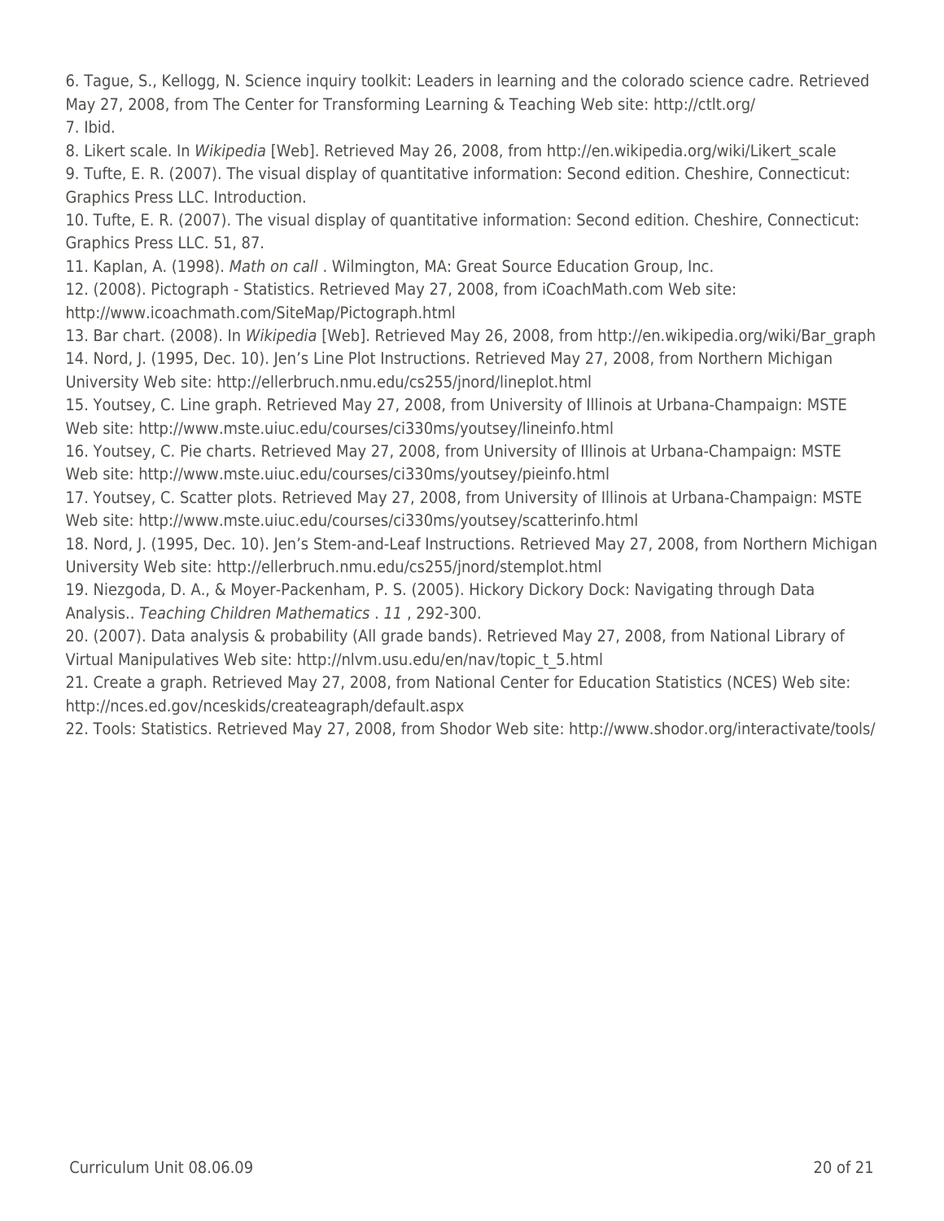6. Tague, S., Kellogg, N. Science inquiry toolkit: Leaders in learning and the colorado science cadre. Retrieved May 27, 2008, from The Center for Transforming Learning & Teaching Web site: http://ctlt.org/
7. Ibid.
8. Likert scale. In *Wikipedia* [Web]. Retrieved May 26, 2008, from http://en.wikipedia.org/wiki/Likert_scale
9. Tufte, E. R. (2007). The visual display of quantitative information: Second edition. Cheshire, Connecticut: Graphics Press LLC. Introduction.
10. Tufte, E. R. (2007). The visual display of quantitative information: Second edition. Cheshire, Connecticut: Graphics Press LLC. 51, 87.
11. Kaplan, A. (1998). *Math on call* . Wilmington, MA: Great Source Education Group, Inc.
12. (2008). Pictograph - Statistics. Retrieved May 27, 2008, from iCoachMath.com Web site: http://www.icoachmath.com/SiteMap/Pictograph.html
13. Bar chart. (2008). In *Wikipedia* [Web]. Retrieved May 26, 2008, from http://en.wikipedia.org/wiki/Bar_graph
14. Nord, J. (1995, Dec. 10). Jen's Line Plot Instructions. Retrieved May 27, 2008, from Northern Michigan University Web site: http://ellerbruch.nmu.edu/cs255/jnord/lineplot.html
15. Youtsey, C. Line graph. Retrieved May 27, 2008, from University of Illinois at Urbana-Champaign: MSTE Web site: http://www.mste.uiuc.edu/courses/ci330ms/youtsey/lineinfo.html
16. Youtsey, C. Pie charts. Retrieved May 27, 2008, from University of Illinois at Urbana-Champaign: MSTE Web site: http://www.mste.uiuc.edu/courses/ci330ms/youtsey/pieinfo.html
17. Youtsey, C. Scatter plots. Retrieved May 27, 2008, from University of Illinois at Urbana-Champaign: MSTE Web site: http://www.mste.uiuc.edu/courses/ci330ms/youtsey/scatterinfo.html
18. Nord, J. (1995, Dec. 10). Jen's Stem-and-Leaf Instructions. Retrieved May 27, 2008, from Northern Michigan University Web site: http://ellerbruch.nmu.edu/cs255/jnord/stemplot.html
19. Niezgoda, D. A., & Moyer-Packenham, P. S. (2005). Hickory Dickory Dock: Navigating through Data Analysis.. *Teaching Children Mathematics* . *11* , 292-300.
20. (2007). Data analysis & probability (All grade bands). Retrieved May 27, 2008, from National Library of Virtual Manipulatives Web site: http://nlvm.usu.edu/en/nav/topic_t_5.html
21. Create a graph. Retrieved May 27, 2008, from National Center for Education Statistics (NCES) Web site: http://nces.ed.gov/nceskids/createagraph/default.aspx
22. Tools: Statistics. Retrieved May 27, 2008, from Shodor Web site: http://www.shodor.org/interactivate/tools/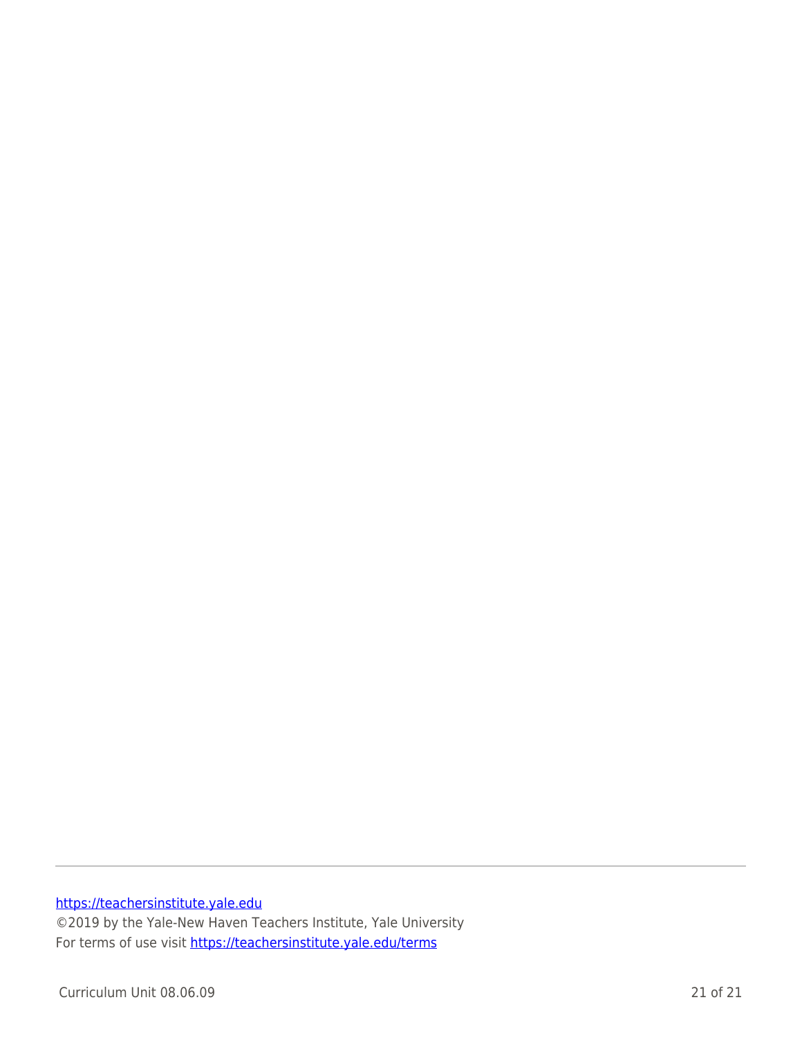https://teachersinstitute.yale.edu
©2019 by the Yale-New Haven Teachers Institute, Yale University
For terms of use visit https://teachersinstitute.yale.edu/terms